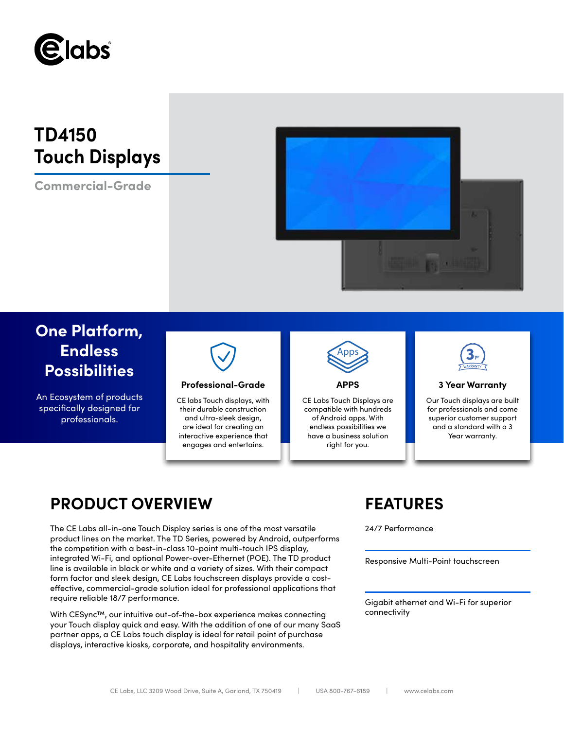# TD4150 Touch Displays

Commercial-Grade

## One Platform, Endless Possibilities

An Ecosystem of products specifically designed for professionals.

### Professional-Grade

CE labs Touch displays, with their durable construction and ultra-sleek design, are ideal for creating an interactive experience that engages and entertains.

### APPS

CE Labs Touch Displays are compatible with hundreds of Android apps. With endless possibilities we have a business solution right for you.

### 3 Year Warranty

Our Touch displays are built for professionals and come superior customer support and a standard with a 3 Year warranty.

## PRODUCT OVERVIEW

The CE Labs all-in-one Touch Display series is one of the most versatile product lines on the market. The TD Series, powered by Android, outperforms the competition with a best-in-class 10-point multi-touch IPS display, integrated Wi-Fi, and optional Power-over-Ethernet (POE). The TD product line is available in black or white and a variety of sizes. With their compact form factor and sleek design, CE Labs touchscreen displays provide a cost-effective, commercial-grade solution ideal for professional applications that require reliable 18/7 performance.

With CESync™, our intuitive out-of-the-box experience makes connecting your Touch display quick and easy. With the addition of one of our many SaaS partner apps, a CE Labs touch display is ideal for retail point of purchase displays, interactive kiosks, corporate, and hospitality environments.

## FEATURES

24/7 Performance

Responsive Multi-Point touchscreen

Gigabit ethernet and Wi-Fi for superior connectivity

CE Labs, LLC 3209 Wood Drive, Suite A, Garland, TX 750419 | USA 800-767-6189 | www.celabs.com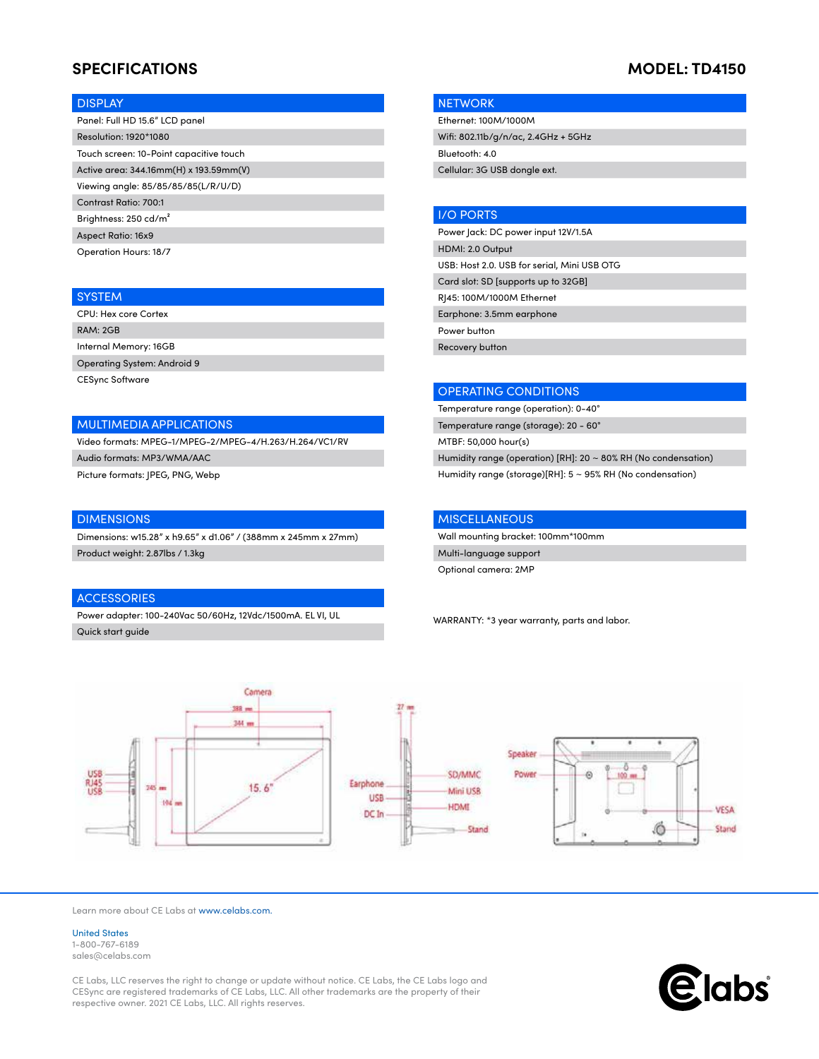## SPECIFICATIONS

## MODEL: TD4150

### DISPLAY

| |
|---|
| Panel: Full HD 15.6" LCD panel |
| Resolution: 1920*1080 |
| Touch screen: 10-Point capacitive touch |
| Active area: 344.16mm(H) x 193.59mm(V) |
| Viewing angle: 85/85/85/85(L/R/U/D) |
| Contrast Ratio: 700:1 |
| Brightness: 250 cd/m² |
| Aspect Ratio: 16x9 |
| Operation Hours: 18/7 |

### SYSTEM

| |
|---|
| CPU: Hex core Cortex |
| RAM: 2GB |
| Internal Memory: 16GB |
| Operating System: Android 9 |
| CESync Software |

### MULTIMEDIA APPLICATIONS

| |
|---|
| Video formats: MPEG-1/MPEG-2/MPEG-4/H.263/H.264/VC1/RV |
| Audio formats: MP3/WMA/AAC |
| Picture formats: JPEG, PNG, Webp |

### DIMENSIONS

| |
|---|
| Dimensions: w15.28" x h9.65" x d1.06" / (388mm x 245mm x 27mm) |
| Product weight: 2.87lbs / 1.3kg |

### ACCESSORIES

| |
|---|
| Power adapter: 100-240Vac 50/60Hz, 12Vdc/1500mA. EL VI, UL |
| Quick start guide |

### NETWORK

| |
|---|
| Ethernet: 100M/1000M |
| Wifi: 802.11b/g/n/ac, 2.4GHz + 5GHz |
| Bluetooth: 4.0 |
| Cellular: 3G USB dongle ext. |

### I/O PORTS

| |
|---|
| Power Jack: DC power input 12V/1.5A |
| HDMI: 2.0 Output |
| USB: Host 2.0. USB for serial, Mini USB OTG |
| Card slot: SD [supports up to 32GB] |
| RJ45: 100M/1000M Ethernet |
| Earphone: 3.5mm earphone |
| Power button |
| Recovery button |

### OPERATING CONDITIONS

| |
|---|
| Temperature range (operation): 0-40° |
| Temperature range (storage): 20 - 60° |
| MTBF: 50,000 hour(s) |
| Humidity range (operation) [RH]: 20 ~ 80% RH (No condensation) |
| Humidity range (storage)[RH]: 5 ~ 95% RH (No condensation) |

### MISCELLANEOUS

| |
|---|
| Wall mounting bracket: 100mm*100mm |
| Multi-language support |
| Optional camera: 2MP |

WARRANTY: *3 year warranty, parts and labor.

Camera
388 mm
344 mm
USB
RJ45
USB
245 mm
194 mm
15.6"
27 mm
Earphone
USB
DC In
SD/MMC
Mini USB
HDMI
Stand
Speaker
Power
100 mm
VESA
Stand

Learn more about CE Labs at www.celabs.com.

United States
1-800-767-6189
sales@celabs.com

CE Labs, LLC reserves the right to change or update without notice. CE Labs, the CE Labs logo and CESync are registered trademarks of CE Labs, LLC. All other trademarks are the property of their respective owner. 2021 CE Labs, LLC. All rights reserves.